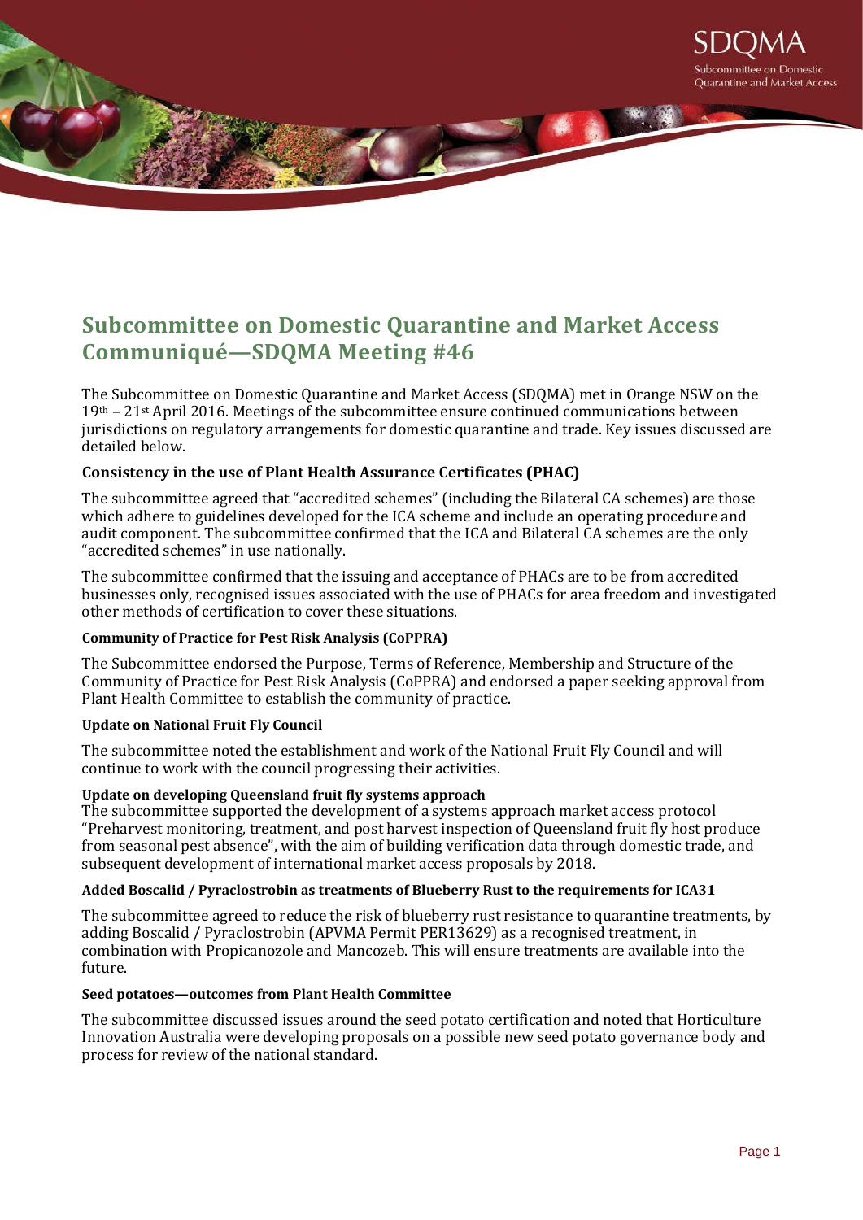# Subcommittee on Domestic Quarantine and Market Access Communiqué—SDQMA Meeting #46

The Subcommittee on Domestic Quarantine and Market Access (SDQMA) met in Orange NSW on the 19th – 21st April 2016. Meetings of the subcommittee ensure continued communications between jurisdictions on regulatory arrangements for domestic quarantine and trade. Key issues discussed are detailed below.

### Consistency in the use of Plant Health Assurance Certificates (PHAC)

The subcommittee agreed that "accredited schemes" (including the Bilateral CA schemes) are those which adhere to guidelines developed for the ICA scheme and include an operating procedure and audit component. The subcommittee confirmed that the ICA and Bilateral CA schemes are the only "accredited schemes" in use nationally.

The subcommittee confirmed that the issuing and acceptance of PHACs are to be from accredited businesses only, recognised issues associated with the use of PHACs for area freedom and investigated other methods of certification to cover these situations.

#### Community of Practice for Pest Risk Analysis (CoPPRA)

The Subcommittee endorsed the Purpose, Terms of Reference, Membership and Structure of the Community of Practice for Pest Risk Analysis (CoPPRA) and endorsed a paper seeking approval from Plant Health Committee to establish the community of practice.

#### Update on National Fruit Fly Council

The subcommittee noted the establishment and work of the National Fruit Fly Council and will continue to work with the council progressing their activities.

#### Update on developing Queensland fruit fly systems approach

The subcommittee supported the development of a systems approach market access protocol "Preharvest monitoring, treatment, and post harvest inspection of Queensland fruit fly host produce from seasonal pest absence", with the aim of building verification data through domestic trade, and subsequent development of international market access proposals by 2018.

#### Added Boscalid / Pyraclostrobin as treatments of Blueberry Rust to the requirements for ICA31

The subcommittee agreed to reduce the risk of blueberry rust resistance to quarantine treatments, by adding Boscalid / Pyraclostrobin (APVMA Permit PER13629) as a recognised treatment, in combination with Propicanozole and Mancozeb. This will ensure treatments are available into the future.

#### Seed potatoes—outcomes from Plant Health Committee

The subcommittee discussed issues around the seed potato certification and noted that Horticulture Innovation Australia were developing proposals on a possible new seed potato governance body and process for review of the national standard.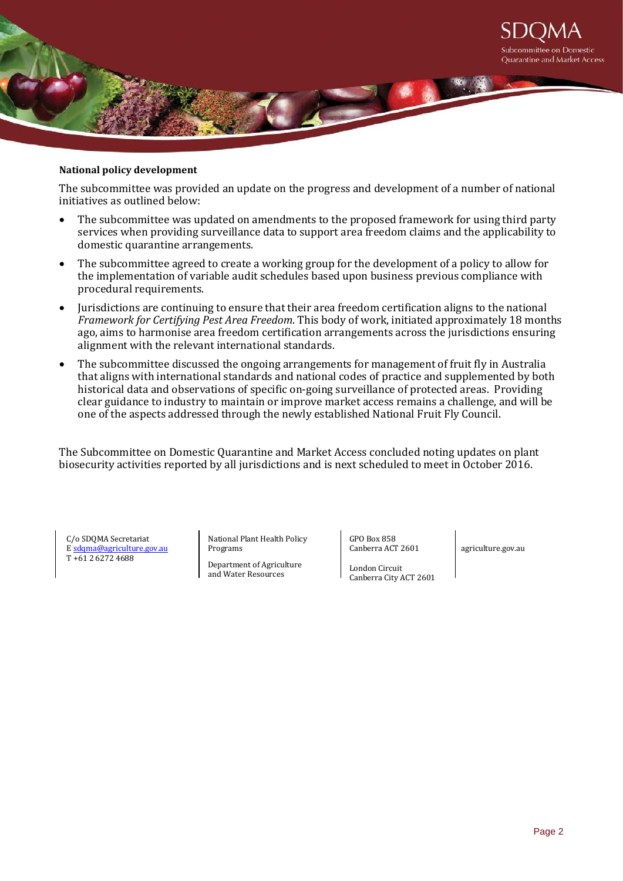**National policy development**

The subcommittee was provided an update on the progress and development of a number of national initiatives as outlined below:

- The subcommittee was updated on amendments to the proposed framework for using third party services when providing surveillance data to support area freedom claims and the applicability to domestic quarantine arrangements.
- The subcommittee agreed to create a working group for the development of a policy to allow for the implementation of variable audit schedules based upon business previous compliance with procedural requirements.
- Jurisdictions are continuing to ensure that their area freedom certification aligns to the national *Framework for Certifying Pest Area Freedom*. This body of work, initiated approximately 18 months ago, aims to harmonise area freedom certification arrangements across the jurisdictions ensuring alignment with the relevant international standards.
- The subcommittee discussed the ongoing arrangements for management of fruit fly in Australia that aligns with international standards and national codes of practice and supplemented by both historical data and observations of specific on-going surveillance of protected areas. Providing clear guidance to industry to maintain or improve market access remains a challenge, and will be one of the aspects addressed through the newly established National Fruit Fly Council.

The Subcommittee on Domestic Quarantine and Market Access concluded noting updates on plant biosecurity activities reported by all jurisdictions and is next scheduled to meet in October 2016.

C/o SDQMA Secretariat
E sdqma@agriculture.gov.au
T +61 2 6272 4688

National Plant Health Policy Programs

Department of Agriculture and Water Resources

GPO Box 858
Canberra ACT 2601

London Circuit
Canberra City ACT 2601

agriculture.gov.au